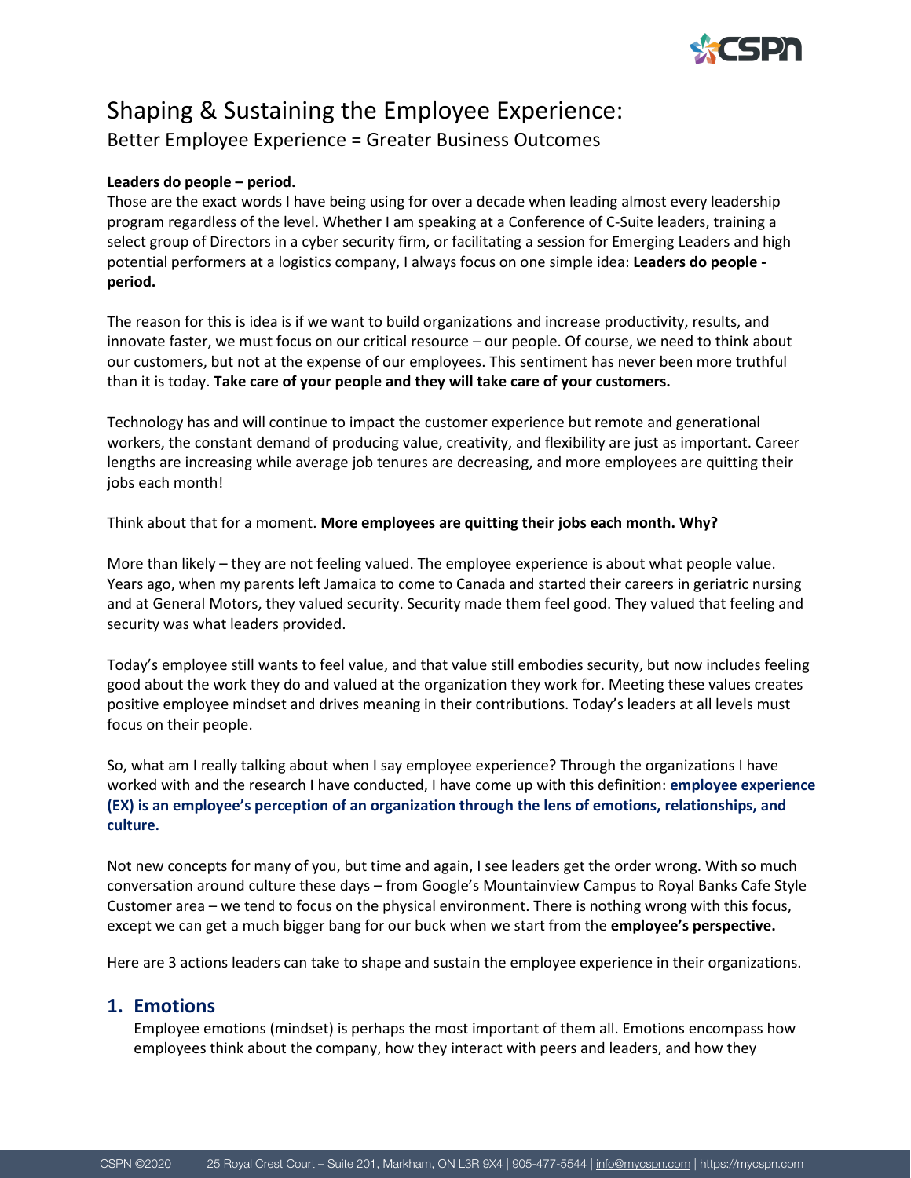# Shaping & Sustaining the Employee Experience:

## Better Employee Experience = Greater Business Outcomes

**Leaders do people – period.**
Those are the exact words I have being using for over a decade when leading almost every leadership program regardless of the level. Whether I am speaking at a Conference of C-Suite leaders, training a select group of Directors in a cyber security firm, or facilitating a session for Emerging Leaders and high potential performers at a logistics company, I always focus on one simple idea: **Leaders do people - period.**

The reason for this is idea is if we want to build organizations and increase productivity, results, and innovate faster, we must focus on our critical resource – our people. Of course, we need to think about our customers, but not at the expense of our employees. This sentiment has never been more truthful than it is today. **Take care of your people and they will take care of your customers.**

Technology has and will continue to impact the customer experience but remote and generational workers, the constant demand of producing value, creativity, and flexibility are just as important. Career lengths are increasing while average job tenures are decreasing, and more employees are quitting their jobs each month!

Think about that for a moment. **More employees are quitting their jobs each month. Why?**

More than likely – they are not feeling valued. The employee experience is about what people value. Years ago, when my parents left Jamaica to come to Canada and started their careers in geriatric nursing and at General Motors, they valued security. Security made them feel good. They valued that feeling and security was what leaders provided.

Today's employee still wants to feel value, and that value still embodies security, but now includes feeling good about the work they do and valued at the organization they work for. Meeting these values creates positive employee mindset and drives meaning in their contributions. Today's leaders at all levels must focus on their people.

So, what am I really talking about when I say employee experience? Through the organizations I have worked with and the research I have conducted, I have come up with this definition: **employee experience (EX) is an employee's perception of an organization through the lens of emotions, relationships, and culture.**

Not new concepts for many of you, but time and again, I see leaders get the order wrong. With so much conversation around culture these days – from Google's Mountainview Campus to Royal Banks Cafe Style Customer area – we tend to focus on the physical environment. There is nothing wrong with this focus, except we can get a much bigger bang for our buck when we start from the **employee's perspective.**

Here are 3 actions leaders can take to shape and sustain the employee experience in their organizations.

### 1. Emotions

Employee emotions (mindset) is perhaps the most important of them all. Emotions encompass how employees think about the company, how they interact with peers and leaders, and how they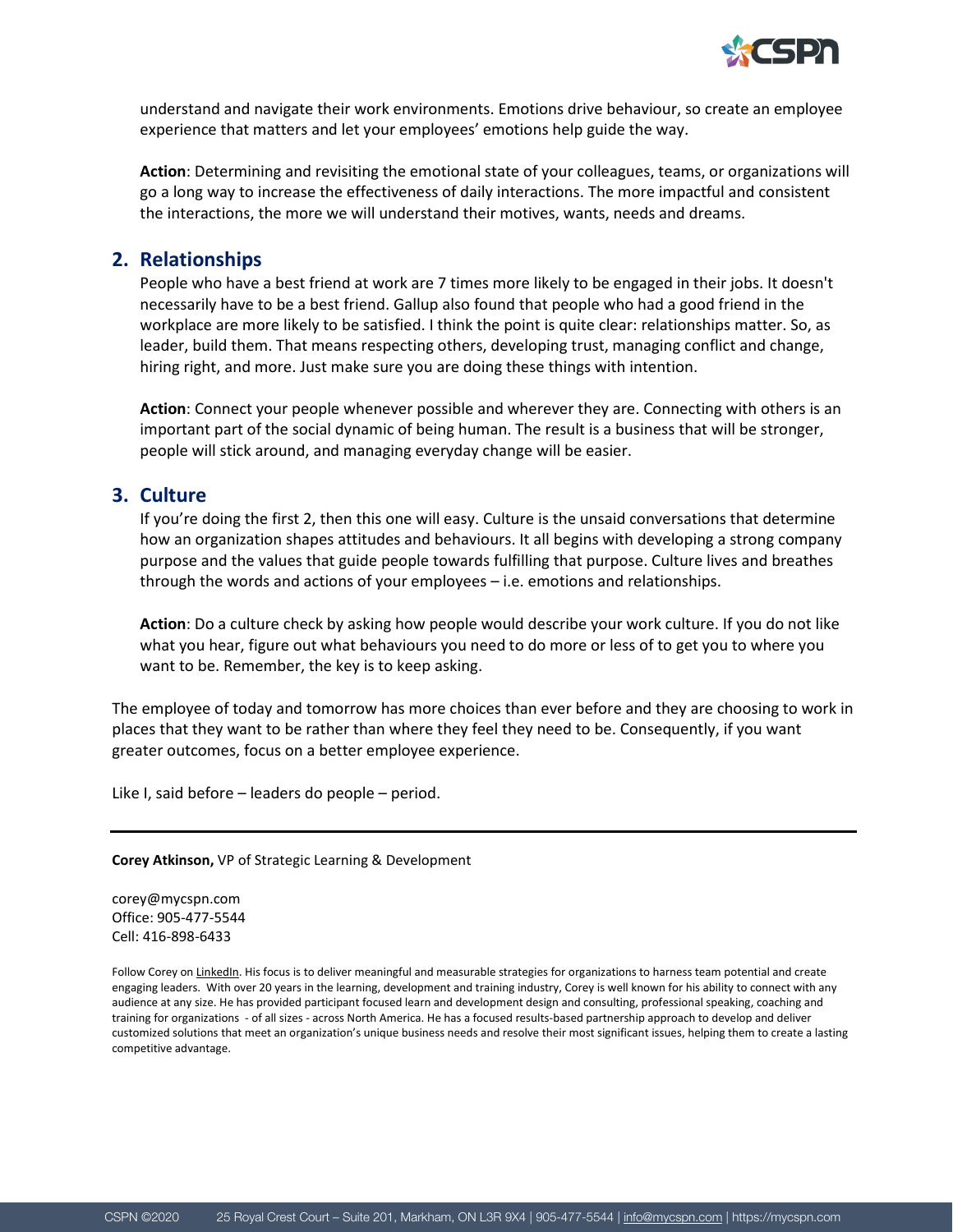understand and navigate their work environments. Emotions drive behaviour, so create an employee experience that matters and let your employees' emotions help guide the way.

**Action**: Determining and revisiting the emotional state of your colleagues, teams, or organizations will go a long way to increase the effectiveness of daily interactions. The more impactful and consistent the interactions, the more we will understand their motives, wants, needs and dreams.

## 2. Relationships

People who have a best friend at work are 7 times more likely to be engaged in their jobs. It doesn't necessarily have to be a best friend. Gallup also found that people who had a good friend in the workplace are more likely to be satisfied. I think the point is quite clear: relationships matter. So, as leader, build them. That means respecting others, developing trust, managing conflict and change, hiring right, and more. Just make sure you are doing these things with intention.

**Action**: Connect your people whenever possible and wherever they are. Connecting with others is an important part of the social dynamic of being human. The result is a business that will be stronger, people will stick around, and managing everyday change will be easier.

## 3. Culture

If you're doing the first 2, then this one will easy. Culture is the unsaid conversations that determine how an organization shapes attitudes and behaviours. It all begins with developing a strong company purpose and the values that guide people towards fulfilling that purpose. Culture lives and breathes through the words and actions of your employees – i.e. emotions and relationships.

**Action**: Do a culture check by asking how people would describe your work culture. If you do not like what you hear, figure out what behaviours you need to do more or less of to get you to where you want to be. Remember, the key is to keep asking.

The employee of today and tomorrow has more choices than ever before and they are choosing to work in places that they want to be rather than where they feel they need to be. Consequently, if you want greater outcomes, focus on a better employee experience.

Like I, said before – leaders do people – period.

---

**Corey Atkinson,** VP of Strategic Learning & Development

corey@mycspn.com
Office: 905-477-5544
Cell: 416-898-6433

Follow Corey on LinkedIn. His focus is to deliver meaningful and measurable strategies for organizations to harness team potential and create engaging leaders. With over 20 years in the learning, development and training industry, Corey is well known for his ability to connect with any audience at any size. He has provided participant focused learn and development design and consulting, professional speaking, coaching and training for organizations - of all sizes - across North America. He has a focused results-based partnership approach to develop and deliver customized solutions that meet an organization's unique business needs and resolve their most significant issues, helping them to create a lasting competitive advantage.